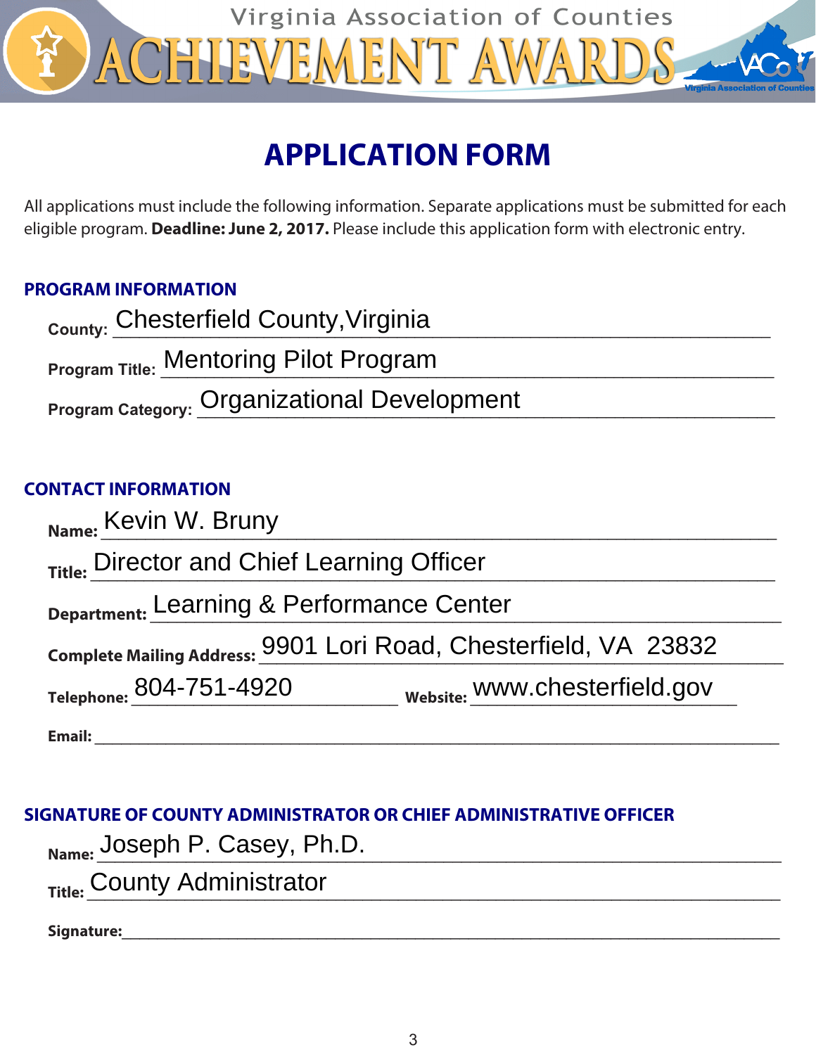Virginia Association of Counties

# ACHIEVEMENT AWARDS

## APPLICATION FORM

All applications must include the following information. Separate applications must be submitted for each eligible program. **Deadline: June 2, 2017.** Please include this application form with electronic entry.

### PROGRAM INFORMATION

**County:** Chesterfield County,Virginia

**Program Title:** Mentoring Pilot Program

**Program Category:** Organizational Development

### CONTACT INFORMATION

**Name:** Kevin W. Bruny

**Title:** Director and Chief Learning Officer

**Department:** Learning & Performance Center

**Complete Mailing Address:** 9901 Lori Road, Chesterfield, VA 23832

**Telephone:** 804-751-4920 **Website:** www.chesterfield.gov

**Email:** ______________________________

### SIGNATURE OF COUNTY ADMINISTRATOR OR CHIEF ADMINISTRATIVE OFFICER

**Name:** Joseph P. Casey, Ph.D.

**Title:** County Administrator

**Signature:** ______________________________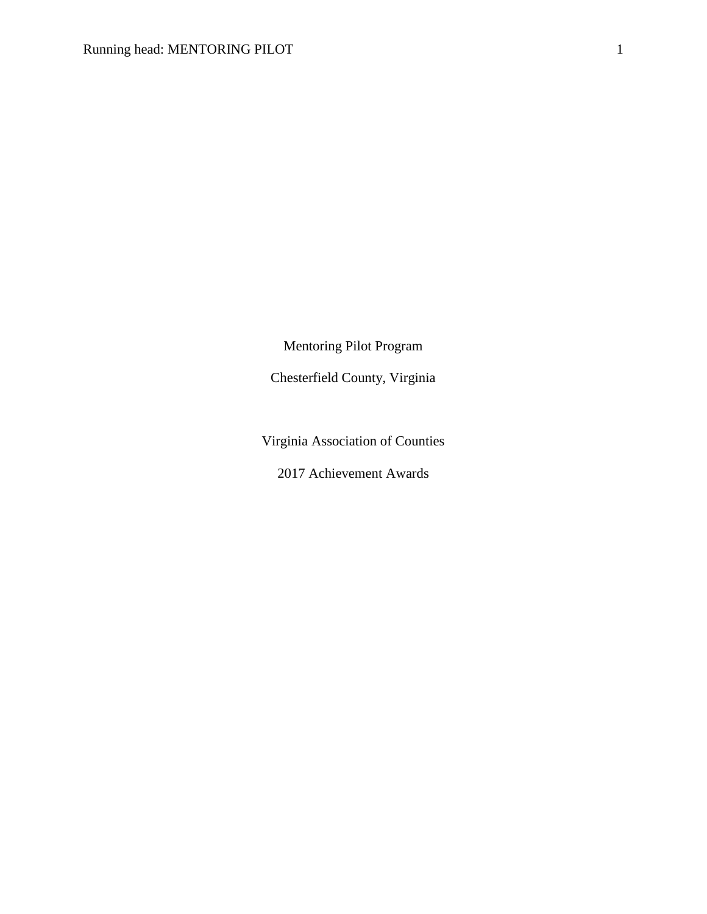Mentoring Pilot Program

Chesterfield County, Virginia

Virginia Association of Counties

2017 Achievement Awards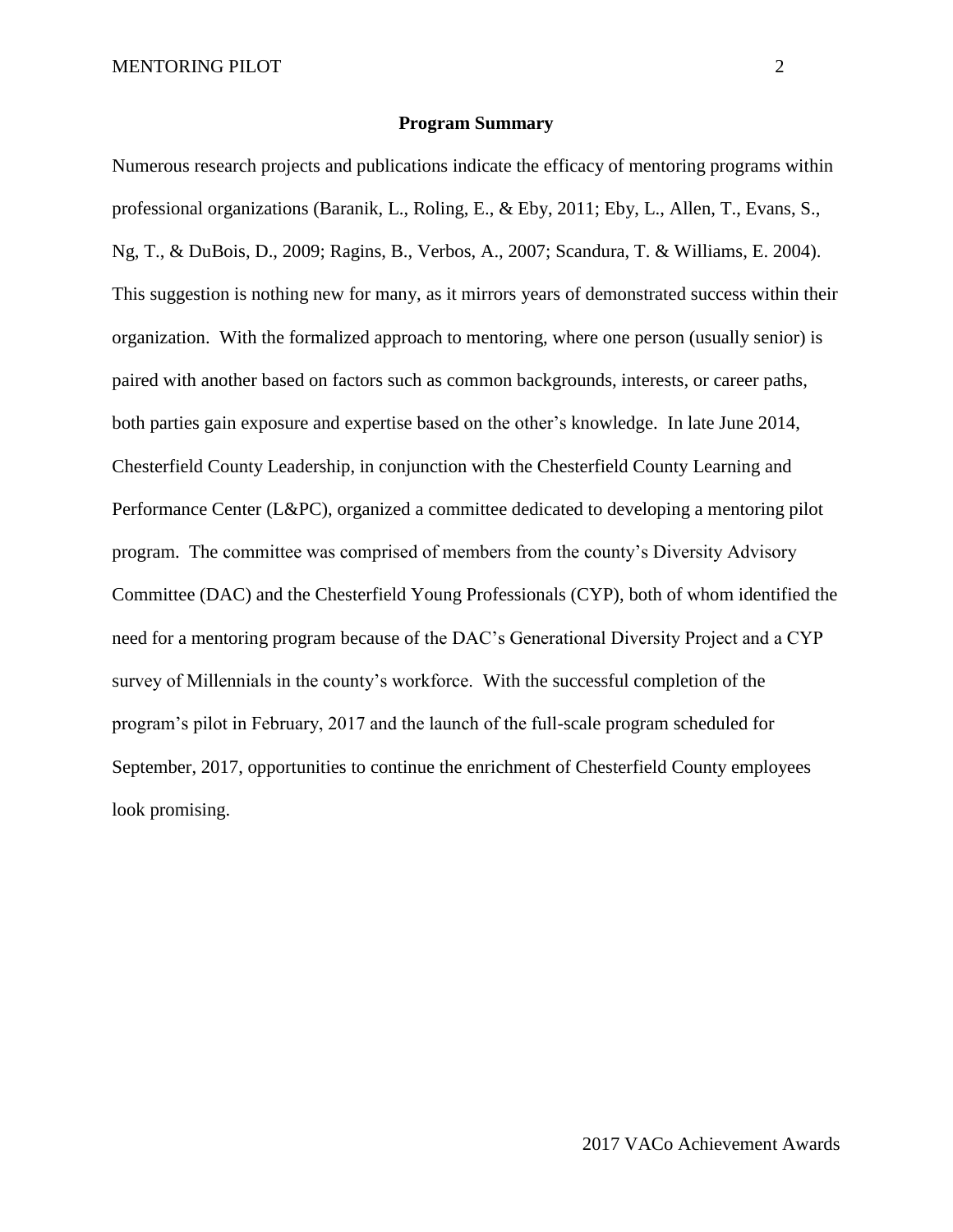## Program Summary

Numerous research projects and publications indicate the efficacy of mentoring programs within professional organizations (Baranik, L., Roling, E., & Eby, 2011; Eby, L., Allen, T., Evans, S., Ng, T., & DuBois, D., 2009; Ragins, B., Verbos, A., 2007; Scandura, T. & Williams, E. 2004). This suggestion is nothing new for many, as it mirrors years of demonstrated success within their organization. With the formalized approach to mentoring, where one person (usually senior) is paired with another based on factors such as common backgrounds, interests, or career paths, both parties gain exposure and expertise based on the other's knowledge. In late June 2014, Chesterfield County Leadership, in conjunction with the Chesterfield County Learning and Performance Center (L&PC), organized a committee dedicated to developing a mentoring pilot program. The committee was comprised of members from the county's Diversity Advisory Committee (DAC) and the Chesterfield Young Professionals (CYP), both of whom identified the need for a mentoring program because of the DAC's Generational Diversity Project and a CYP survey of Millennials in the county's workforce. With the successful completion of the program's pilot in February, 2017 and the launch of the full-scale program scheduled for September, 2017, opportunities to continue the enrichment of Chesterfield County employees look promising.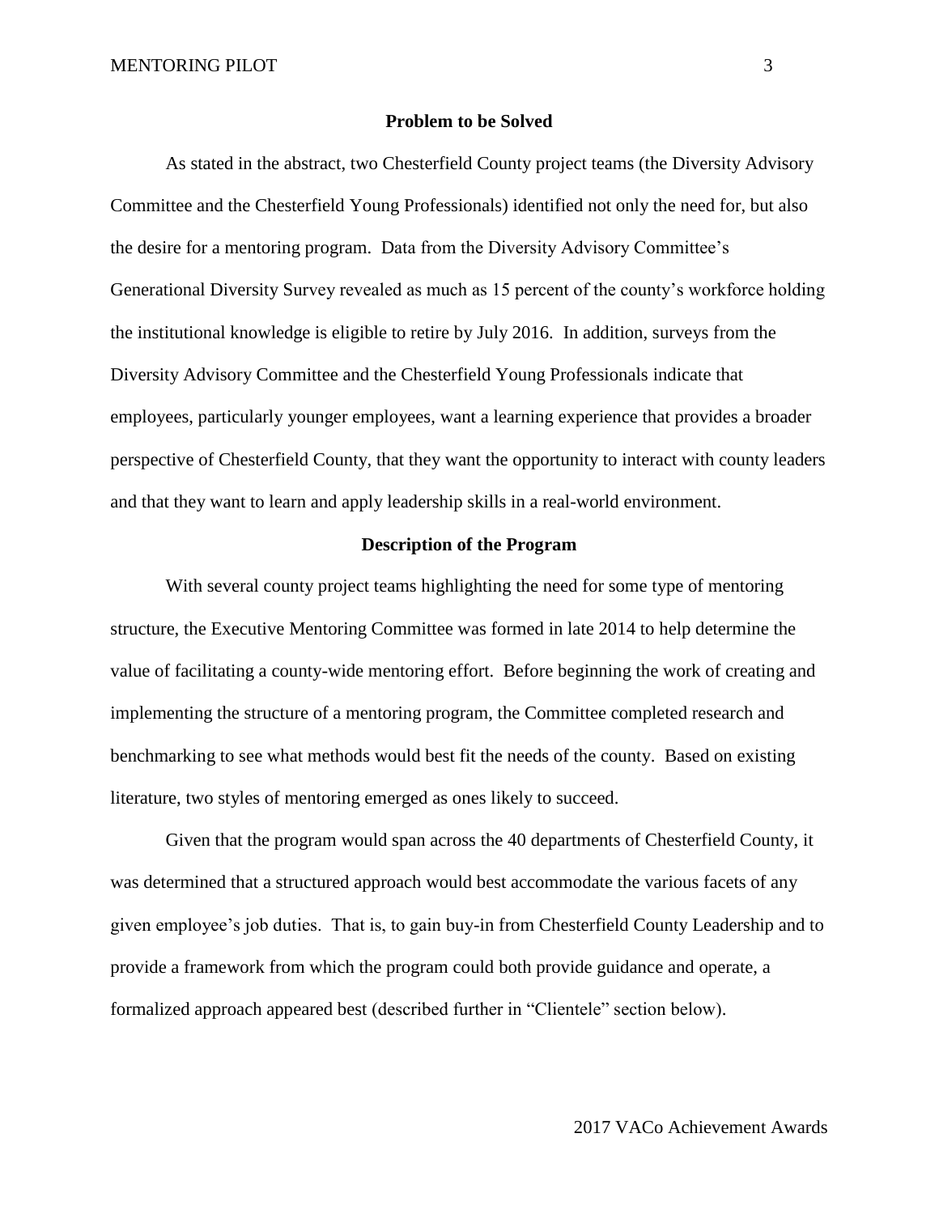## Problem to be Solved

As stated in the abstract, two Chesterfield County project teams (the Diversity Advisory Committee and the Chesterfield Young Professionals) identified not only the need for, but also the desire for a mentoring program. Data from the Diversity Advisory Committee's Generational Diversity Survey revealed as much as 15 percent of the county's workforce holding the institutional knowledge is eligible to retire by July 2016. In addition, surveys from the Diversity Advisory Committee and the Chesterfield Young Professionals indicate that employees, particularly younger employees, want a learning experience that provides a broader perspective of Chesterfield County, that they want the opportunity to interact with county leaders and that they want to learn and apply leadership skills in a real-world environment.

## Description of the Program

With several county project teams highlighting the need for some type of mentoring structure, the Executive Mentoring Committee was formed in late 2014 to help determine the value of facilitating a county-wide mentoring effort. Before beginning the work of creating and implementing the structure of a mentoring program, the Committee completed research and benchmarking to see what methods would best fit the needs of the county. Based on existing literature, two styles of mentoring emerged as ones likely to succeed.

Given that the program would span across the 40 departments of Chesterfield County, it was determined that a structured approach would best accommodate the various facets of any given employee's job duties. That is, to gain buy-in from Chesterfield County Leadership and to provide a framework from which the program could both provide guidance and operate, a formalized approach appeared best (described further in "Clientele" section below).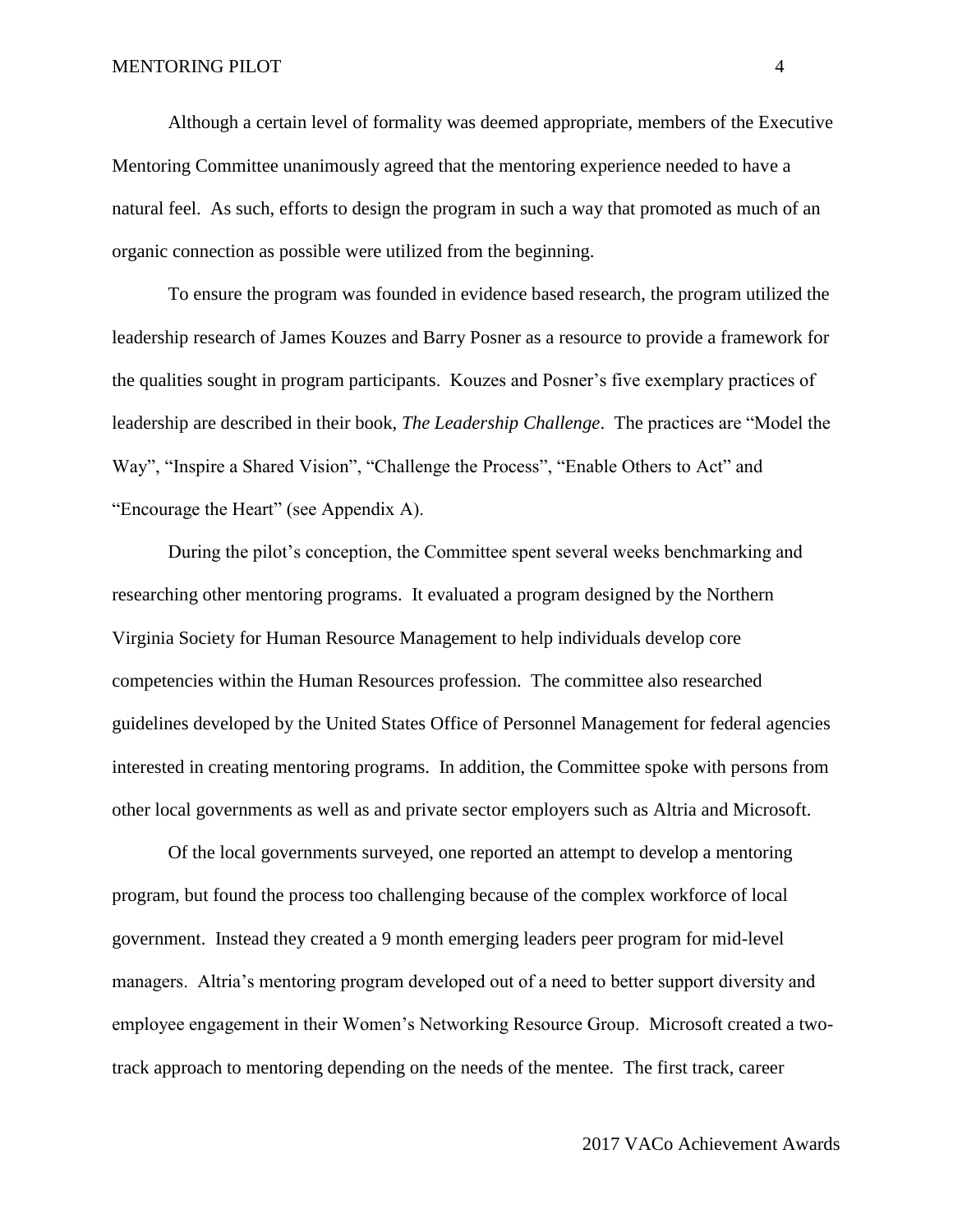Although a certain level of formality was deemed appropriate, members of the Executive Mentoring Committee unanimously agreed that the mentoring experience needed to have a natural feel. As such, efforts to design the program in such a way that promoted as much of an organic connection as possible were utilized from the beginning.

To ensure the program was founded in evidence based research, the program utilized the leadership research of James Kouzes and Barry Posner as a resource to provide a framework for the qualities sought in program participants. Kouzes and Posner's five exemplary practices of leadership are described in their book, *The Leadership Challenge*. The practices are "Model the Way", "Inspire a Shared Vision", "Challenge the Process", "Enable Others to Act" and "Encourage the Heart" (see Appendix A).

During the pilot's conception, the Committee spent several weeks benchmarking and researching other mentoring programs. It evaluated a program designed by the Northern Virginia Society for Human Resource Management to help individuals develop core competencies within the Human Resources profession. The committee also researched guidelines developed by the United States Office of Personnel Management for federal agencies interested in creating mentoring programs. In addition, the Committee spoke with persons from other local governments as well as and private sector employers such as Altria and Microsoft.

Of the local governments surveyed, one reported an attempt to develop a mentoring program, but found the process too challenging because of the complex workforce of local government. Instead they created a 9 month emerging leaders peer program for mid-level managers. Altria's mentoring program developed out of a need to better support diversity and employee engagement in their Women's Networking Resource Group. Microsoft created a two-track approach to mentoring depending on the needs of the mentee. The first track, career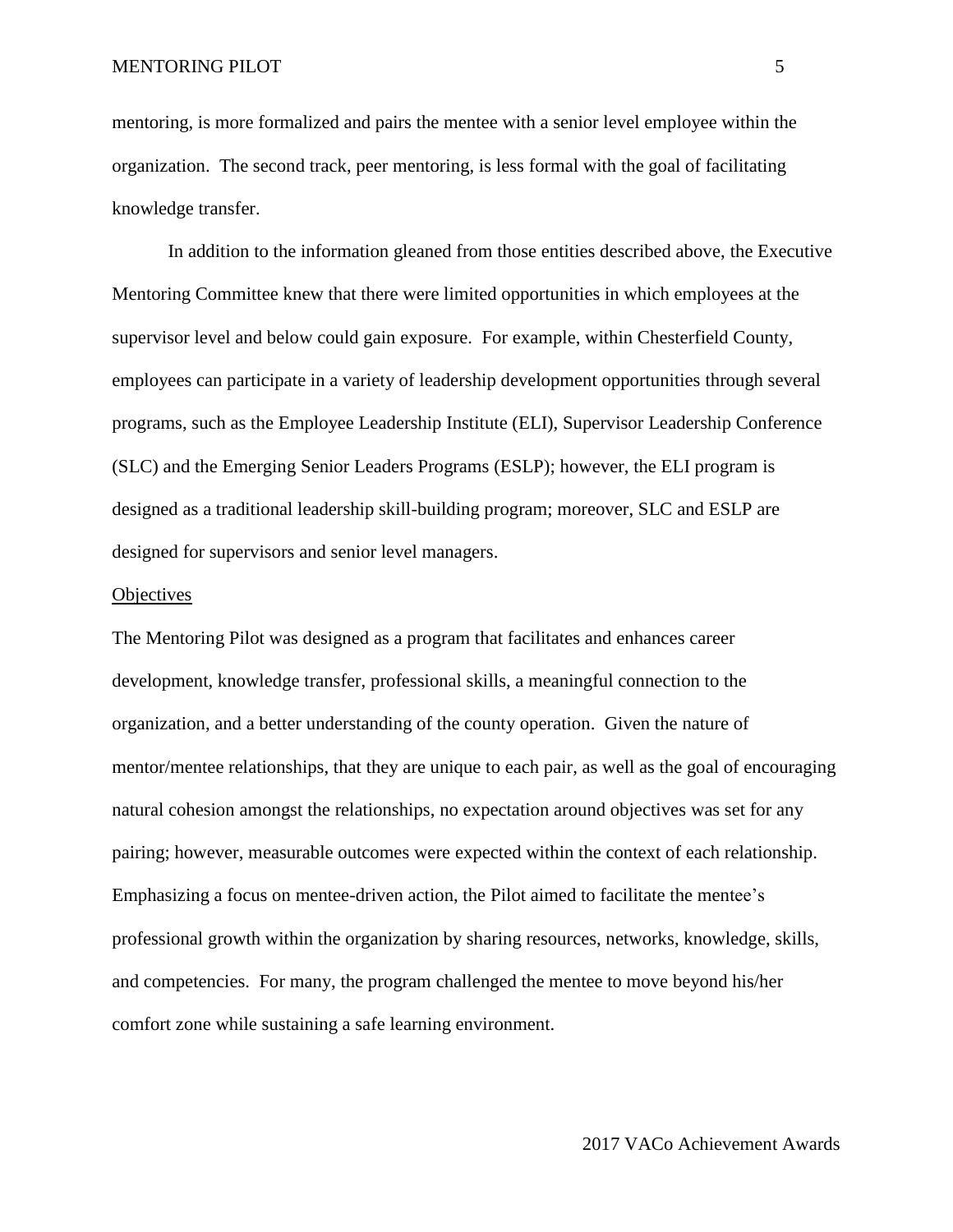mentoring, is more formalized and pairs the mentee with a senior level employee within the organization. The second track, peer mentoring, is less formal with the goal of facilitating knowledge transfer.

In addition to the information gleaned from those entities described above, the Executive Mentoring Committee knew that there were limited opportunities in which employees at the supervisor level and below could gain exposure. For example, within Chesterfield County, employees can participate in a variety of leadership development opportunities through several programs, such as the Employee Leadership Institute (ELI), Supervisor Leadership Conference (SLC) and the Emerging Senior Leaders Programs (ESLP); however, the ELI program is designed as a traditional leadership skill-building program; moreover, SLC and ESLP are designed for supervisors and senior level managers.

## Objectives

The Mentoring Pilot was designed as a program that facilitates and enhances career development, knowledge transfer, professional skills, a meaningful connection to the organization, and a better understanding of the county operation. Given the nature of mentor/mentee relationships, that they are unique to each pair, as well as the goal of encouraging natural cohesion amongst the relationships, no expectation around objectives was set for any pairing; however, measurable outcomes were expected within the context of each relationship. Emphasizing a focus on mentee-driven action, the Pilot aimed to facilitate the mentee's professional growth within the organization by sharing resources, networks, knowledge, skills, and competencies. For many, the program challenged the mentee to move beyond his/her comfort zone while sustaining a safe learning environment.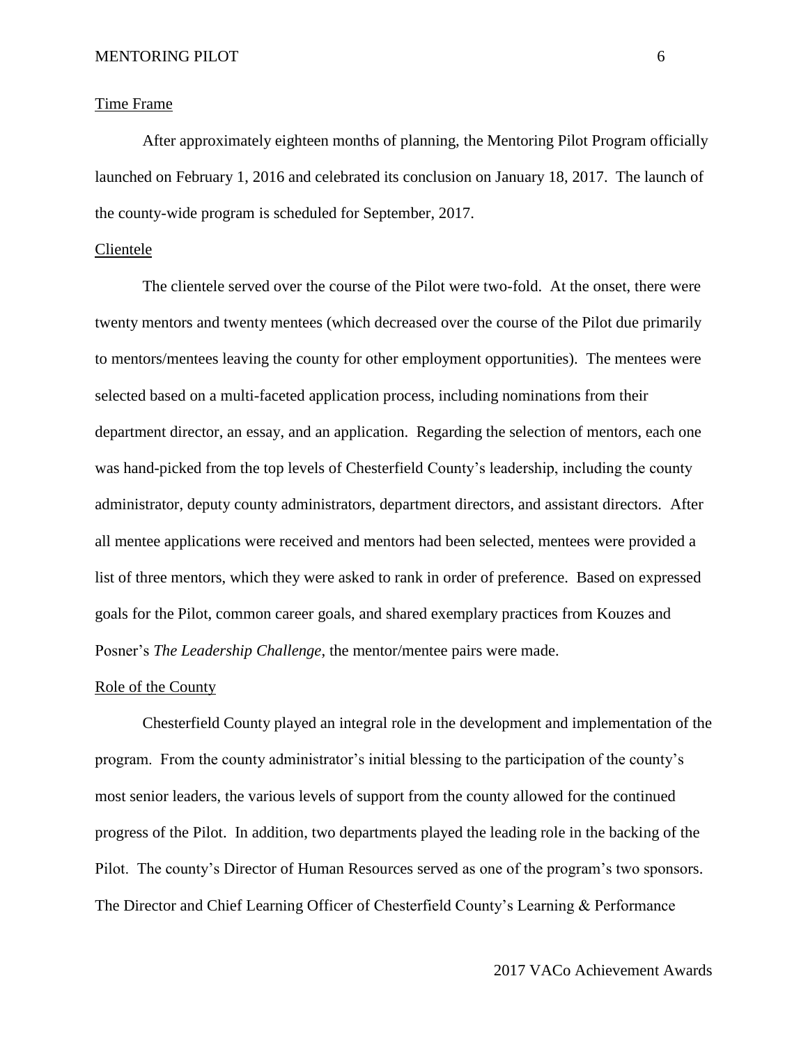## Time Frame

After approximately eighteen months of planning, the Mentoring Pilot Program officially launched on February 1, 2016 and celebrated its conclusion on January 18, 2017. The launch of the county-wide program is scheduled for September, 2017.

## Clientele

The clientele served over the course of the Pilot were two-fold. At the onset, there were twenty mentors and twenty mentees (which decreased over the course of the Pilot due primarily to mentors/mentees leaving the county for other employment opportunities). The mentees were selected based on a multi-faceted application process, including nominations from their department director, an essay, and an application. Regarding the selection of mentors, each one was hand-picked from the top levels of Chesterfield County's leadership, including the county administrator, deputy county administrators, department directors, and assistant directors. After all mentee applications were received and mentors had been selected, mentees were provided a list of three mentors, which they were asked to rank in order of preference. Based on expressed goals for the Pilot, common career goals, and shared exemplary practices from Kouzes and Posner's *The Leadership Challenge*, the mentor/mentee pairs were made.

## Role of the County

Chesterfield County played an integral role in the development and implementation of the program. From the county administrator's initial blessing to the participation of the county's most senior leaders, the various levels of support from the county allowed for the continued progress of the Pilot. In addition, two departments played the leading role in the backing of the Pilot. The county's Director of Human Resources served as one of the program's two sponsors. The Director and Chief Learning Officer of Chesterfield County's Learning & Performance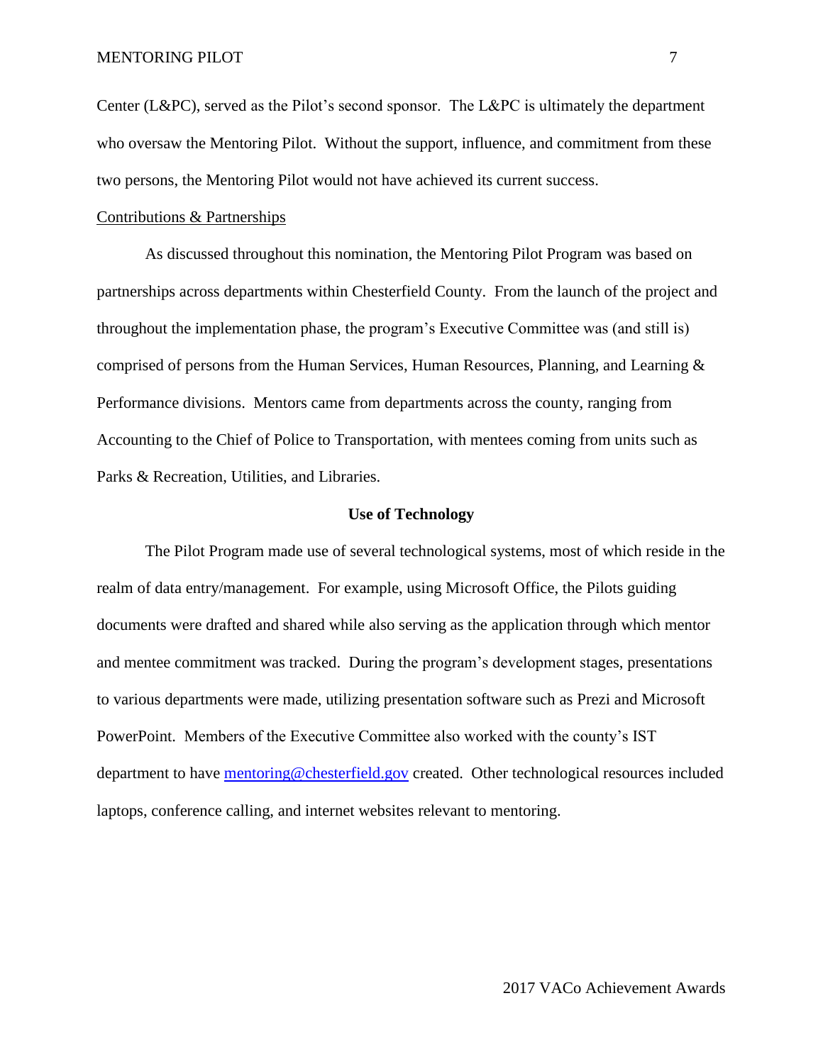Center (L&PC), served as the Pilot's second sponsor. The L&PC is ultimately the department who oversaw the Mentoring Pilot. Without the support, influence, and commitment from these two persons, the Mentoring Pilot would not have achieved its current success.

Contributions & Partnerships

As discussed throughout this nomination, the Mentoring Pilot Program was based on partnerships across departments within Chesterfield County. From the launch of the project and throughout the implementation phase, the program's Executive Committee was (and still is) comprised of persons from the Human Services, Human Resources, Planning, and Learning & Performance divisions. Mentors came from departments across the county, ranging from Accounting to the Chief of Police to Transportation, with mentees coming from units such as Parks & Recreation, Utilities, and Libraries.

## Use of Technology

The Pilot Program made use of several technological systems, most of which reside in the realm of data entry/management. For example, using Microsoft Office, the Pilots guiding documents were drafted and shared while also serving as the application through which mentor and mentee commitment was tracked. During the program's development stages, presentations to various departments were made, utilizing presentation software such as Prezi and Microsoft PowerPoint. Members of the Executive Committee also worked with the county's IST department to have mentoring@chesterfield.gov created. Other technological resources included laptops, conference calling, and internet websites relevant to mentoring.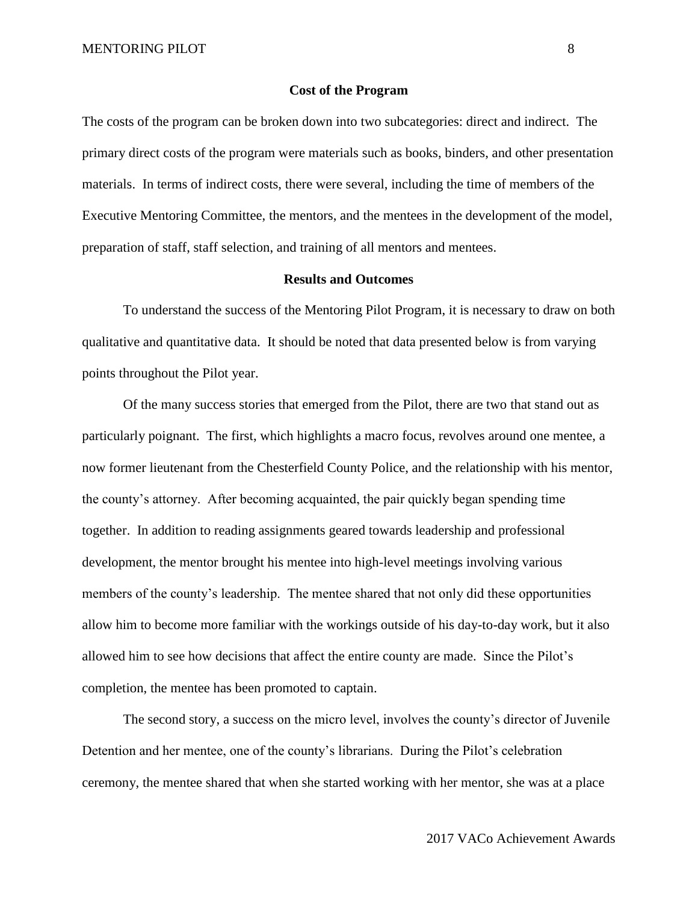## Cost of the Program

The costs of the program can be broken down into two subcategories: direct and indirect. The primary direct costs of the program were materials such as books, binders, and other presentation materials. In terms of indirect costs, there were several, including the time of members of the Executive Mentoring Committee, the mentors, and the mentees in the development of the model, preparation of staff, staff selection, and training of all mentors and mentees.

## Results and Outcomes

To understand the success of the Mentoring Pilot Program, it is necessary to draw on both qualitative and quantitative data. It should be noted that data presented below is from varying points throughout the Pilot year.

Of the many success stories that emerged from the Pilot, there are two that stand out as particularly poignant. The first, which highlights a macro focus, revolves around one mentee, a now former lieutenant from the Chesterfield County Police, and the relationship with his mentor, the county's attorney. After becoming acquainted, the pair quickly began spending time together. In addition to reading assignments geared towards leadership and professional development, the mentor brought his mentee into high-level meetings involving various members of the county's leadership. The mentee shared that not only did these opportunities allow him to become more familiar with the workings outside of his day-to-day work, but it also allowed him to see how decisions that affect the entire county are made. Since the Pilot's completion, the mentee has been promoted to captain.

The second story, a success on the micro level, involves the county's director of Juvenile Detention and her mentee, one of the county's librarians. During the Pilot's celebration ceremony, the mentee shared that when she started working with her mentor, she was at a place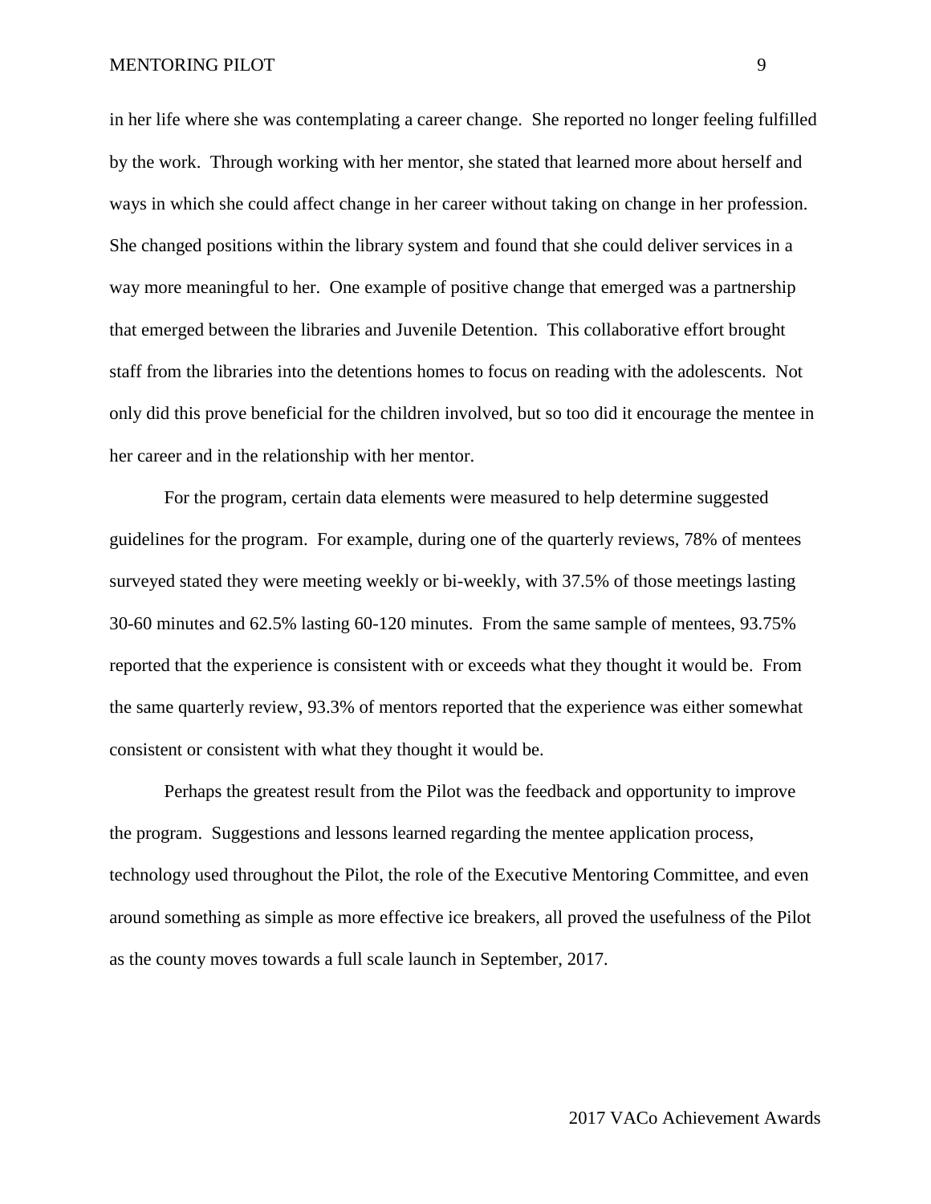in her life where she was contemplating a career change. She reported no longer feeling fulfilled by the work. Through working with her mentor, she stated that learned more about herself and ways in which she could affect change in her career without taking on change in her profession. She changed positions within the library system and found that she could deliver services in a way more meaningful to her. One example of positive change that emerged was a partnership that emerged between the libraries and Juvenile Detention. This collaborative effort brought staff from the libraries into the detentions homes to focus on reading with the adolescents. Not only did this prove beneficial for the children involved, but so too did it encourage the mentee in her career and in the relationship with her mentor.

For the program, certain data elements were measured to help determine suggested guidelines for the program. For example, during one of the quarterly reviews, 78% of mentees surveyed stated they were meeting weekly or bi-weekly, with 37.5% of those meetings lasting 30-60 minutes and 62.5% lasting 60-120 minutes. From the same sample of mentees, 93.75% reported that the experience is consistent with or exceeds what they thought it would be. From the same quarterly review, 93.3% of mentors reported that the experience was either somewhat consistent or consistent with what they thought it would be.

Perhaps the greatest result from the Pilot was the feedback and opportunity to improve the program. Suggestions and lessons learned regarding the mentee application process, technology used throughout the Pilot, the role of the Executive Mentoring Committee, and even around something as simple as more effective ice breakers, all proved the usefulness of the Pilot as the county moves towards a full scale launch in September, 2017.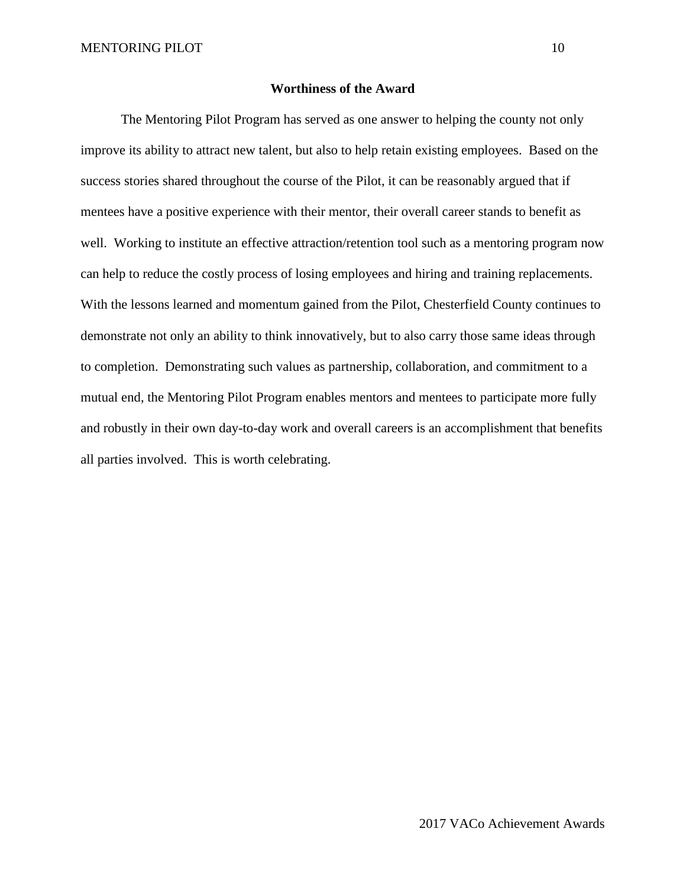## Worthiness of the Award

The Mentoring Pilot Program has served as one answer to helping the county not only improve its ability to attract new talent, but also to help retain existing employees. Based on the success stories shared throughout the course of the Pilot, it can be reasonably argued that if mentees have a positive experience with their mentor, their overall career stands to benefit as well. Working to institute an effective attraction/retention tool such as a mentoring program now can help to reduce the costly process of losing employees and hiring and training replacements. With the lessons learned and momentum gained from the Pilot, Chesterfield County continues to demonstrate not only an ability to think innovatively, but to also carry those same ideas through to completion. Demonstrating such values as partnership, collaboration, and commitment to a mutual end, the Mentoring Pilot Program enables mentors and mentees to participate more fully and robustly in their own day-to-day work and overall careers is an accomplishment that benefits all parties involved. This is worth celebrating.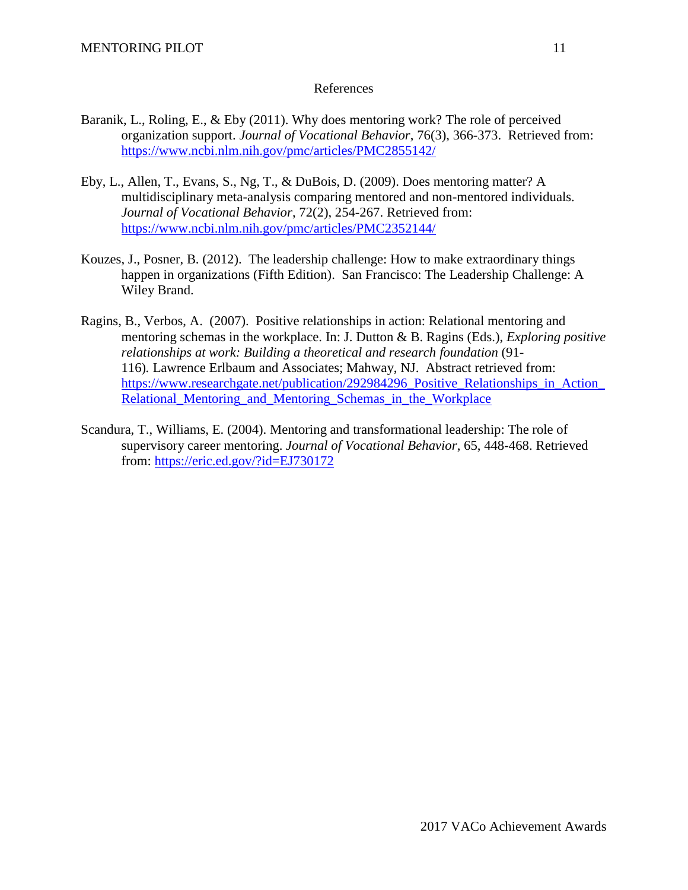## References

Baranik, L., Roling, E., & Eby (2011). Why does mentoring work? The role of perceived organization support. *Journal of Vocational Behavior*, 76(3), 366-373. Retrieved from: https://www.ncbi.nlm.nih.gov/pmc/articles/PMC2855142/

Eby, L., Allen, T., Evans, S., Ng, T., & DuBois, D. (2009). Does mentoring matter? A multidisciplinary meta-analysis comparing mentored and non-mentored individuals. *Journal of Vocational Behavior*, 72(2), 254-267. Retrieved from: https://www.ncbi.nlm.nih.gov/pmc/articles/PMC2352144/

Kouzes, J., Posner, B. (2012). The leadership challenge: How to make extraordinary things happen in organizations (Fifth Edition). San Francisco: The Leadership Challenge: A Wiley Brand.

Ragins, B., Verbos, A. (2007). Positive relationships in action: Relational mentoring and mentoring schemas in the workplace. In: J. Dutton & B. Ragins (Eds.), *Exploring positive relationships at work: Building a theoretical and research foundation* (91-116). Lawrence Erlbaum and Associates; Mahway, NJ. Abstract retrieved from: https://www.researchgate.net/publication/292984296_Positive_Relationships_in_Action_Relational_Mentoring_and_Mentoring_Schemas_in_the_Workplace

Scandura, T., Williams, E. (2004). Mentoring and transformational leadership: The role of supervisory career mentoring. *Journal of Vocational Behavior*, 65, 448-468. Retrieved from: https://eric.ed.gov/?id=EJ730172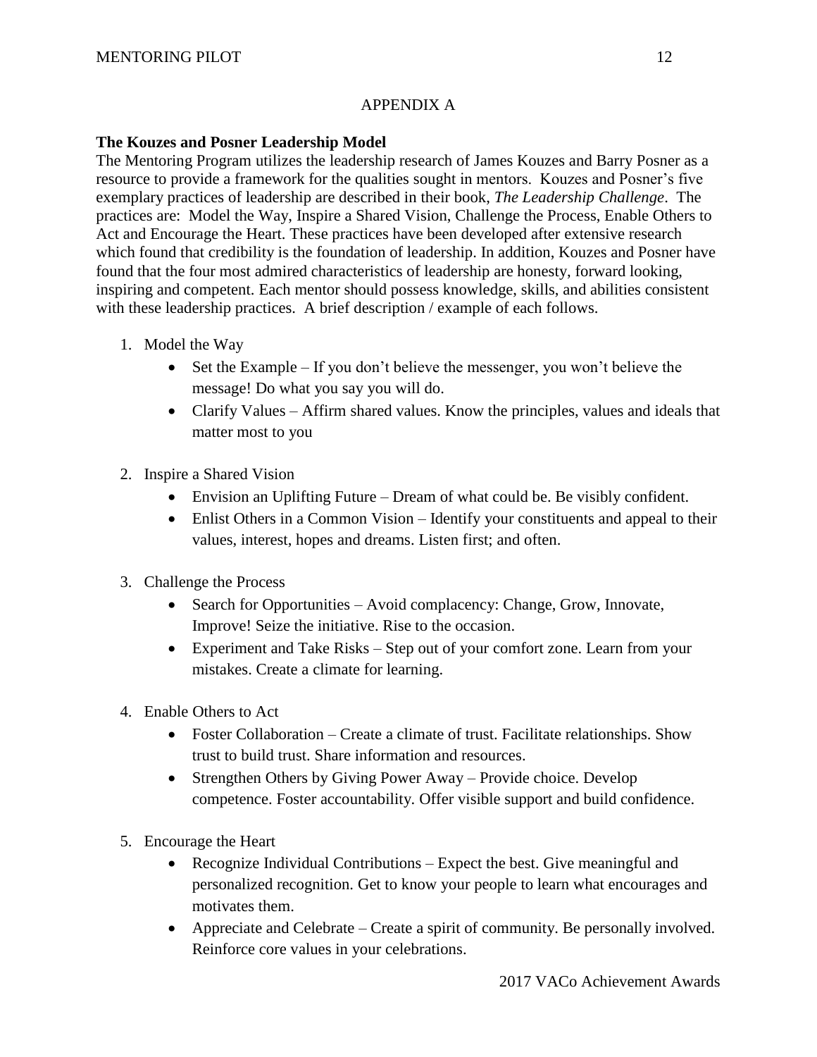## APPENDIX A

**The Kouzes and Posner Leadership Model**

The Mentoring Program utilizes the leadership research of James Kouzes and Barry Posner as a resource to provide a framework for the qualities sought in mentors. Kouzes and Posner's five exemplary practices of leadership are described in their book, *The Leadership Challenge*. The practices are: Model the Way, Inspire a Shared Vision, Challenge the Process, Enable Others to Act and Encourage the Heart. These practices have been developed after extensive research which found that credibility is the foundation of leadership. In addition, Kouzes and Posner have found that the four most admired characteristics of leadership are honesty, forward looking, inspiring and competent. Each mentor should possess knowledge, skills, and abilities consistent with these leadership practices. A brief description / example of each follows.

1. Model the Way
   - Set the Example – If you don't believe the messenger, you won't believe the message! Do what you say you will do.
   - Clarify Values – Affirm shared values. Know the principles, values and ideals that matter most to you

2. Inspire a Shared Vision
   - Envision an Uplifting Future – Dream of what could be. Be visibly confident.
   - Enlist Others in a Common Vision – Identify your constituents and appeal to their values, interest, hopes and dreams. Listen first; and often.

3. Challenge the Process
   - Search for Opportunities – Avoid complacency: Change, Grow, Innovate, Improve! Seize the initiative. Rise to the occasion.
   - Experiment and Take Risks – Step out of your comfort zone. Learn from your mistakes. Create a climate for learning.

4. Enable Others to Act
   - Foster Collaboration – Create a climate of trust. Facilitate relationships. Show trust to build trust. Share information and resources.
   - Strengthen Others by Giving Power Away – Provide choice. Develop competence. Foster accountability. Offer visible support and build confidence.

5. Encourage the Heart
   - Recognize Individual Contributions – Expect the best. Give meaningful and personalized recognition. Get to know your people to learn what encourages and motivates them.
   - Appreciate and Celebrate – Create a spirit of community. Be personally involved. Reinforce core values in your celebrations.